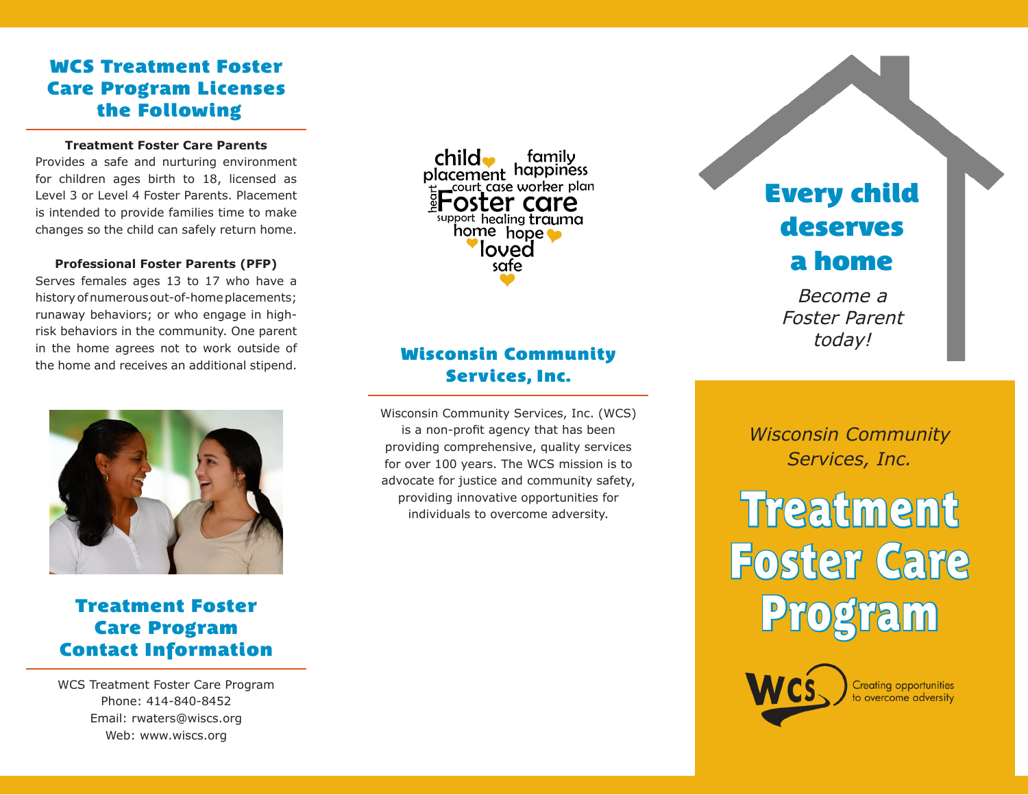## WCS Treatment Foster Care Program Licenses the Following

**Treatment Foster Care Parents**
Provides a safe and nurturing environment for children ages birth to 18, licensed as Level 3 or Level 4 Foster Parents. Placement is intended to provide families time to make changes so the child can safely return home.

**Professional Foster Parents (PFP)**
Serves females ages 13 to 17 who have a history of numerous out-of-home placements; runaway behaviors; or who engage in high-risk behaviors in the community. One parent in the home agrees not to work outside of the home and receives an additional stipend.

## Treatment Foster Care Program Contact Information

WCS Treatment Foster Care Program
Phone: 414-840-8452
Email: rwaters@wiscs.org
Web: www.wiscs.org

child family placement happiness court case worker plan heart Foster care support healing trauma home hope loved safe

## Wisconsin Community Services, Inc.

Wisconsin Community Services, Inc. (WCS) is a non-profit agency that has been providing comprehensive, quality services for over 100 years. The WCS mission is to advocate for justice and community safety, providing innovative opportunities for individuals to overcome adversity.

## Every child deserves a home

*Become a Foster Parent today!*

*Wisconsin Community Services, Inc.*

# Treatment Foster Care Program

WCS Creating opportunities to overcome adversity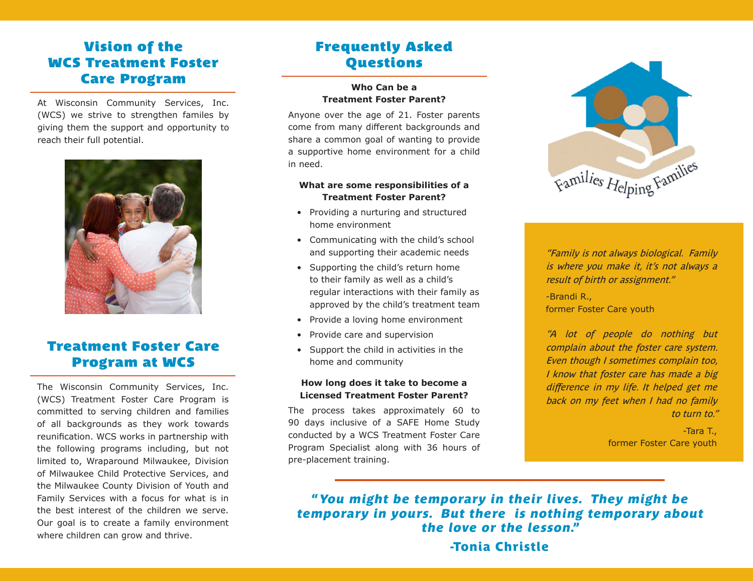## Vision of the WCS Treatment Foster Care Program

At Wisconsin Community Services, Inc. (WCS) we strive to strengthen familes by giving them the support and opportunity to reach their full potential.

## Treatment Foster Care Program at WCS

The Wisconsin Community Services, Inc. (WCS) Treatment Foster Care Program is committed to serving children and families of all backgrounds as they work towards reunification. WCS works in partnership with the following programs including, but not limited to, Wraparound Milwaukee, Division of Milwaukee Child Protective Services, and the Milwaukee County Division of Youth and Family Services with a focus for what is in the best interest of the children we serve. Our goal is to create a family environment where children can grow and thrive.

## Frequently Asked Questions

**Who Can be a Treatment Foster Parent?**

Anyone over the age of 21. Foster parents come from many different backgrounds and share a common goal of wanting to provide a supportive home environment for a child in need.

**What are some responsibilities of a Treatment Foster Parent?**

- Providing a nurturing and structured home environment
- Communicating with the child's school and supporting their academic needs
- Supporting the child's return home to their family as well as a child's regular interactions with their family as approved by the child's treatment team
- Provide a loving home environment
- Provide care and supervision
- Support the child in activities in the home and community

**How long does it take to become a Licensed Treatment Foster Parent?**

The process takes approximately 60 to 90 days inclusive of a SAFE Home Study conducted by a WCS Treatment Foster Care Program Specialist along with 36 hours of pre-placement training.

Families Helping Families

*"Family is not always biological. Family is where you make it, it's not always a result of birth or assignment."*

-Brandi R.,
former Foster Care youth

*"A lot of people do nothing but complain about the foster care system. Even though I sometimes complain too, I know that foster care has made a big difference in my life. It helped get me back on my feet when I had no family to turn to."*

-Tara T.,
former Foster Care youth

***"You might be temporary in their lives. They might be temporary in yours. But there is nothing temporary about the love or the lesson."***

**-Tonia Christle**